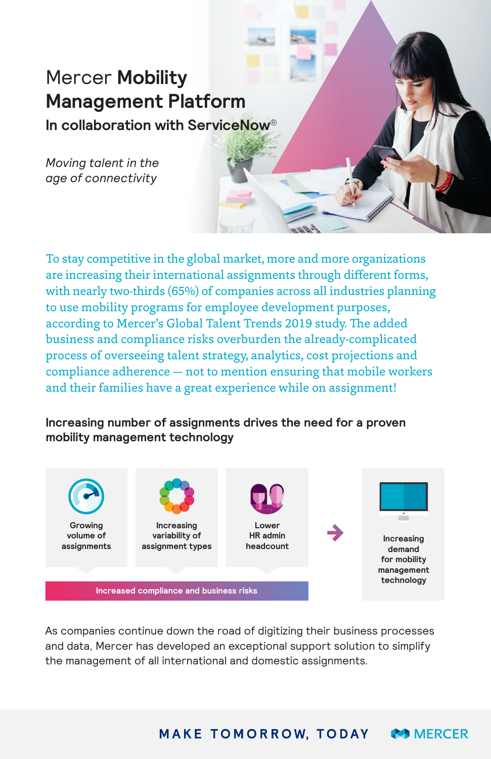# Mercer **Mobility Management Platform**

## In collaboration with ServiceNow®

*Moving talent in the age of connectivity*

To stay competitive in the global market, more and more organizations are increasing their international assignments through different forms, with nearly two-thirds (65%) of companies across all industries planning to use mobility programs for employee development purposes, according to Mercer's Global Talent Trends 2019 study. The added business and compliance risks overburden the already-complicated process of overseeing talent strategy, analytics, cost projections and compliance adherence — not to mention ensuring that mobile workers and their families have a great experience while on assignment!

### Increasing number of assignments drives the need for a proven mobility management technology

- Growing volume of assignments
- Increasing variability of assignment types
- Lower HR admin headcount

Increased compliance and business risks

→ Increasing demand for mobility management technology

As companies continue down the road of digitizing their business processes and data, Mercer has developed an exceptional support solution to simplify the management of all international and domestic assignments.

MAKE TOMORROW, TODAY

MERCER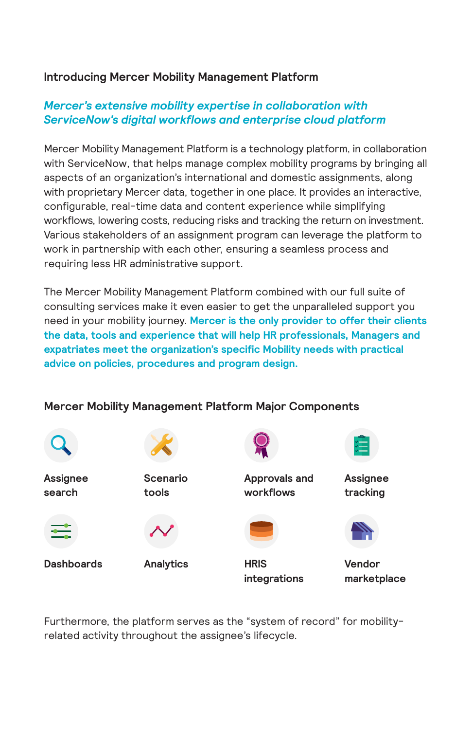## Introducing Mercer Mobility Management Platform

***Mercer's extensive mobility expertise in collaboration with ServiceNow's digital workflows and enterprise cloud platform***

Mercer Mobility Management Platform is a technology platform, in collaboration with ServiceNow, that helps manage complex mobility programs by bringing all aspects of an organization's international and domestic assignments, along with proprietary Mercer data, together in one place. It provides an interactive, configurable, real-time data and content experience while simplifying workflows, lowering costs, reducing risks and tracking the return on investment. Various stakeholders of an assignment program can leverage the platform to work in partnership with each other, ensuring a seamless process and requiring less HR administrative support.

The Mercer Mobility Management Platform combined with our full suite of consulting services make it even easier to get the unparalleled support you need in your mobility journey. **Mercer is the only provider to offer their clients the data, tools and experience that will help HR professionals, Managers and expatriates meet the organization's specific Mobility needs with practical advice on policies, procedures and program design.**

## Mercer Mobility Management Platform Major Components

- **Assignee search**
- **Scenario tools**
- **Approvals and workflows**
- **Assignee tracking**
- **Dashboards**
- **Analytics**
- **HRIS integrations**
- **Vendor marketplace**

Furthermore, the platform serves as the "system of record" for mobility-related activity throughout the assignee's lifecycle.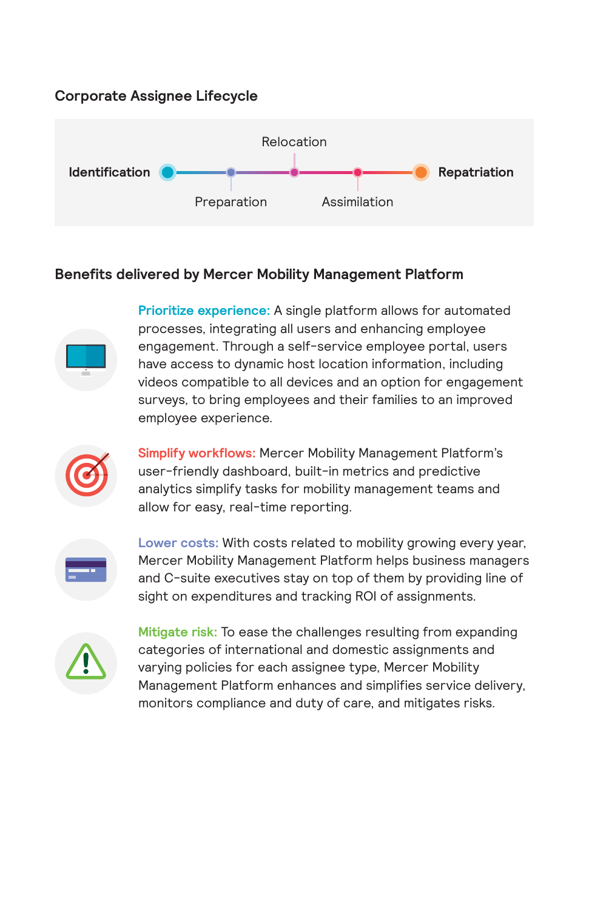## Corporate Assignee Lifecycle

Identification → Preparation → Relocation → Assimilation → Repatriation

## Benefits delivered by Mercer Mobility Management Platform

**Prioritize experience:** A single platform allows for automated processes, integrating all users and enhancing employee engagement. Through a self-service employee portal, users have access to dynamic host location information, including videos compatible to all devices and an option for engagement surveys, to bring employees and their families to an improved employee experience.

**Simplify workflows:** Mercer Mobility Management Platform's user-friendly dashboard, built-in metrics and predictive analytics simplify tasks for mobility management teams and allow for easy, real-time reporting.

**Lower costs:** With costs related to mobility growing every year, Mercer Mobility Management Platform helps business managers and C-suite executives stay on top of them by providing line of sight on expenditures and tracking ROI of assignments.

**Mitigate risk:** To ease the challenges resulting from expanding categories of international and domestic assignments and varying policies for each assignee type, Mercer Mobility Management Platform enhances and simplifies service delivery, monitors compliance and duty of care, and mitigates risks.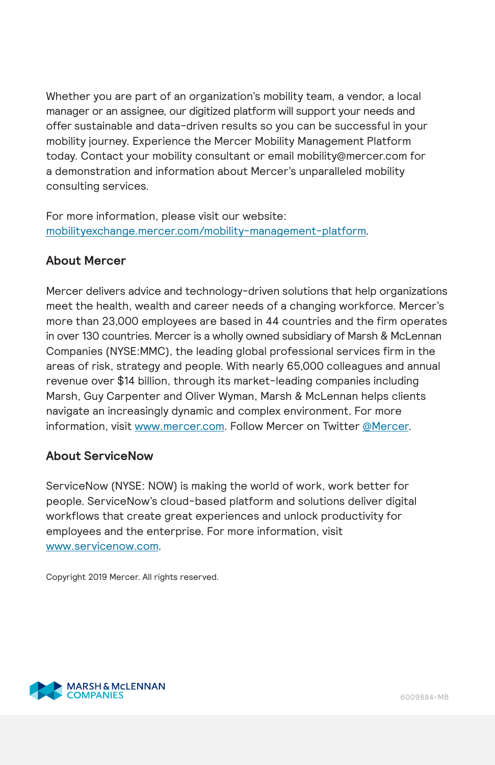Whether you are part of an organization's mobility team, a vendor, a local manager or an assignee, our digitized platform will support your needs and offer sustainable and data-driven results so you can be successful in your mobility journey. Experience the Mercer Mobility Management Platform today. Contact your mobility consultant or email mobility@mercer.com for a demonstration and information about Mercer's unparalleled mobility consulting services.

For more information, please visit our website: mobilityexchange.mercer.com/mobility-management-platform.

## About Mercer

Mercer delivers advice and technology-driven solutions that help organizations meet the health, wealth and career needs of a changing workforce. Mercer's more than 23,000 employees are based in 44 countries and the firm operates in over 130 countries. Mercer is a wholly owned subsidiary of Marsh & McLennan Companies (NYSE:MMC), the leading global professional services firm in the areas of risk, strategy and people. With nearly 65,000 colleagues and annual revenue over $14 billion, through its market-leading companies including Marsh, Guy Carpenter and Oliver Wyman, Marsh & McLennan helps clients navigate an increasingly dynamic and complex environment. For more information, visit www.mercer.com. Follow Mercer on Twitter @Mercer.

## About ServiceNow

ServiceNow (NYSE: NOW) is making the world of work, work better for people. ServiceNow's cloud-based platform and solutions deliver digital workflows that create great experiences and unlock productivity for employees and the enterprise. For more information, visit www.servicenow.com.

Copyright 2019 Mercer. All rights reserved.

MARSH & McLENNAN COMPANIES

6009884-MB